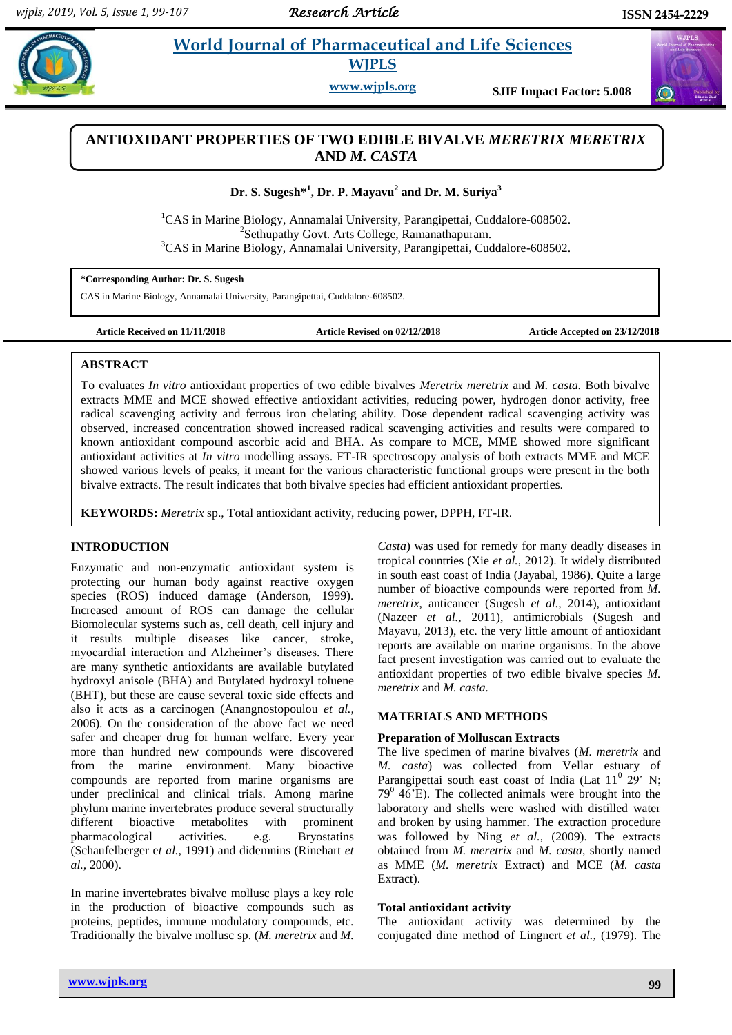# ANTIOXIDANT PROPERTIES OF TWO EDIBLE BIVALVE *MERETRIX MERETRIX* AND *M. CASTA*

**Dr. S. Sugesh*[1], Dr. P. Mayavu[2] and Dr. M. Suriya[3]**

[1]CAS in Marine Biology, Annamalai University, Parangipettai, Cuddalore-608502.
[2]Sethupathy Govt. Arts College, Ramanathapuram.
[3]CAS in Marine Biology, Annamalai University, Parangipettai, Cuddalore-608502.

**\*Corresponding Author: Dr. S. Sugesh**
CAS in Marine Biology, Annamalai University, Parangipettai, Cuddalore-608502.

**Article Received on 11/11/2018** **Article Revised on 02/12/2018** **Article Accepted on 23/12/2018**

## ABSTRACT

To evaluates *In vitro* antioxidant properties of two edible bivalves *Meretrix meretrix* and *M. casta.* Both bivalve extracts MME and MCE showed effective antioxidant activities, reducing power, hydrogen donor activity, free radical scavenging activity and ferrous iron chelating ability. Dose dependent radical scavenging activity was observed, increased concentration showed increased radical scavenging activities and results were compared to known antioxidant compound ascorbic acid and BHA. As compare to MCE, MME showed more significant antioxidant activities at *In vitro* modelling assays. FT-IR spectroscopy analysis of both extracts MME and MCE showed various levels of peaks, it meant for the various characteristic functional groups were present in the both bivalve extracts. The result indicates that both bivalve species had efficient antioxidant properties.

**KEYWORDS:** *Meretrix* sp., Total antioxidant activity, reducing power, DPPH, FT-IR.

## INTRODUCTION

Enzymatic and non-enzymatic antioxidant system is protecting our human body against reactive oxygen species (ROS) induced damage (Anderson, 1999). Increased amount of ROS can damage the cellular Biomolecular systems such as, cell death, cell injury and it results multiple diseases like cancer, stroke, myocardial interaction and Alzheimer's diseases. There are many synthetic antioxidants are available butylated hydroxyl anisole (BHA) and Butylated hydroxyl toluene (BHT), but these are cause several toxic side effects and also it acts as a carcinogen (Anangnostopoulou *et al.,* 2006). On the consideration of the above fact we need safer and cheaper drug for human welfare. Every year more than hundred new compounds were discovered from the marine environment. Many bioactive compounds are reported from marine organisms are under preclinical and clinical trials. Among marine phylum marine invertebrates produce several structurally different bioactive metabolites with prominent pharmacological activities. e.g. Bryostatins (Schaufelberger et *al.,* 1991) and didemnins (Rinehart *et al.*, 2000).

In marine invertebrates bivalve mollusc plays a key role in the production of bioactive compounds such as proteins, peptides, immune modulatory compounds, etc. Traditionally the bivalve mollusc sp. (*M. meretrix* and *M. Casta*) was used for remedy for many deadly diseases in tropical countries (Xie *et al.*, 2012). It widely distributed in south east coast of India (Jayabal, 1986). Quite a large number of bioactive compounds were reported from *M. meretrix,* anticancer (Sugesh *et al.,* 2014), antioxidant (Nazeer *et al.,* 2011), antimicrobials (Sugesh and Mayavu, 2013), etc. the very little amount of antioxidant reports are available on marine organisms. In the above fact present investigation was carried out to evaluate the antioxidant properties of two edible bivalve species *M. meretrix* and *M. casta.*

## MATERIALS AND METHODS

### Preparation of Molluscan Extracts

The live specimen of marine bivalves (*M. meretrix* and *M. casta*) was collected from Vellar estuary of Parangipettai south east coast of India (Lat $11^0$ 29' N; $79^0$ 46'E). The collected animals were brought into the laboratory and shells were washed with distilled water and broken by using hammer. The extraction procedure was followed by Ning *et al.,* (2009). The extracts obtained from *M. meretrix* and *M. casta*, shortly named as MME (*M. meretrix* Extract) and MCE (*M. casta* Extract).

### Total antioxidant activity

The antioxidant activity was determined by the conjugated dine method of Lingnert *et al.,* (1979). The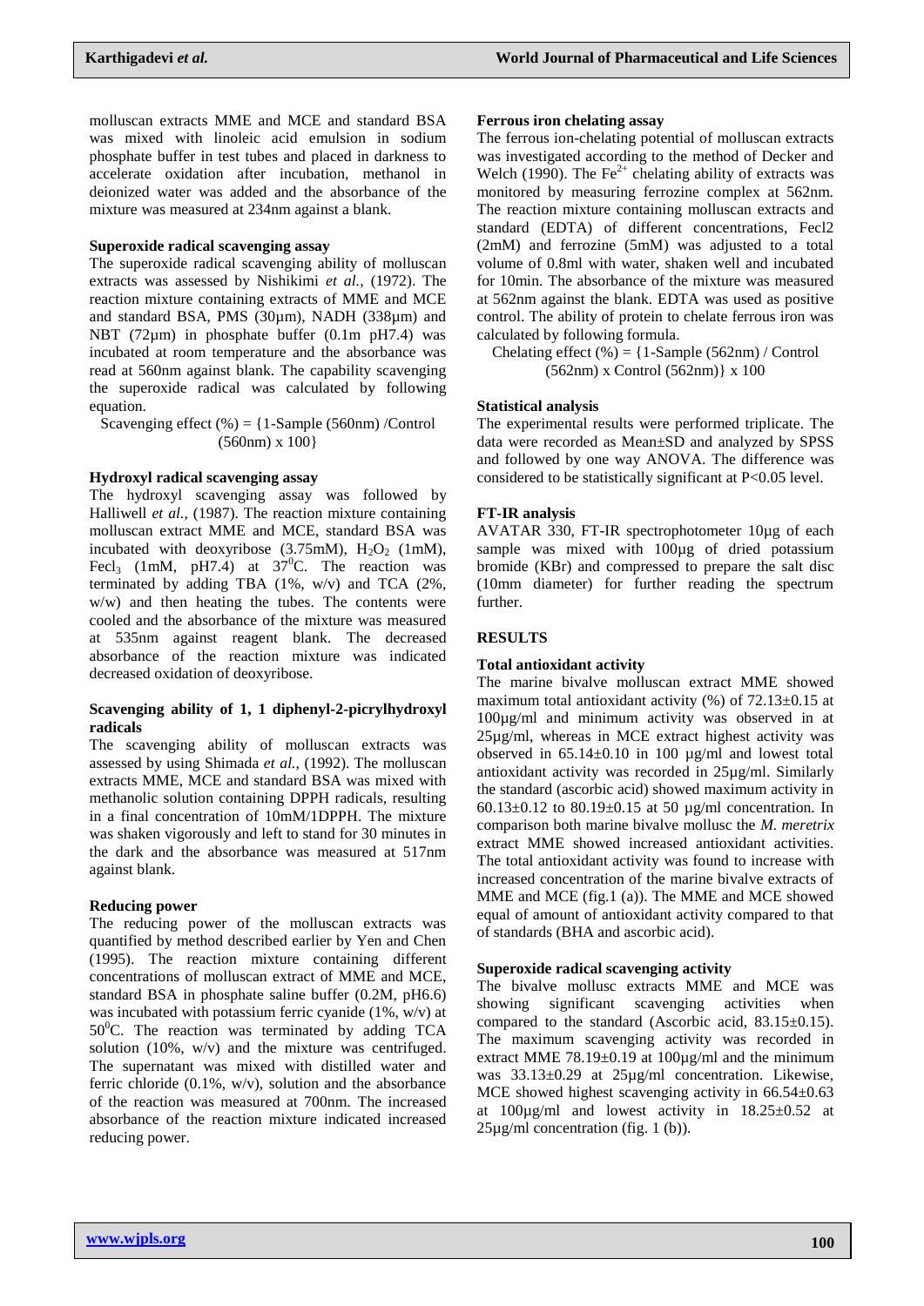molluscan extracts MME and MCE and standard BSA was mixed with linoleic acid emulsion in sodium phosphate buffer in test tubes and placed in darkness to accelerate oxidation after incubation, methanol in deionized water was added and the absorbance of the mixture was measured at 234nm against a blank.

### Superoxide radical scavenging assay

The superoxide radical scavenging ability of molluscan extracts was assessed by Nishikimi *et al.,* (1972). The reaction mixture containing extracts of MME and MCE and standard BSA, PMS (30µm), NADH (338µm) and NBT (72µm) in phosphate buffer (0.1m pH7.4) was incubated at room temperature and the absorbance was read at 560nm against blank. The capability scavenging the superoxide radical was calculated by following equation.

Scavenging effect (%) = {1-Sample (560nm) /Control (560nm) x 100}

### Hydroxyl radical scavenging assay

The hydroxyl scavenging assay was followed by Halliwell *et al.*, (1987). The reaction mixture containing molluscan extract MME and MCE, standard BSA was incubated with deoxyribose (3.75mM), $H_2O_2$ (1mM), $Fecl_3$ (1mM, pH7.4) at $37^0$C. The reaction was terminated by adding TBA (1%, w/v) and TCA (2%, w/w) and then heating the tubes. The contents were cooled and the absorbance of the mixture was measured at 535nm against reagent blank. The decreased absorbance of the reaction mixture was indicated decreased oxidation of deoxyribose.

### Scavenging ability of 1, 1 diphenyl-2-picrylhydroxyl radicals

The scavenging ability of molluscan extracts was assessed by using Shimada *et al.,* (1992). The molluscan extracts MME, MCE and standard BSA was mixed with methanolic solution containing DPPH radicals, resulting in a final concentration of 10mM/1DPPH. The mixture was shaken vigorously and left to stand for 30 minutes in the dark and the absorbance was measured at 517nm against blank.

### Reducing power

The reducing power of the molluscan extracts was quantified by method described earlier by Yen and Chen (1995). The reaction mixture containing different concentrations of molluscan extract of MME and MCE, standard BSA in phosphate saline buffer (0.2M, pH6.6) was incubated with potassium ferric cyanide (1%, w/v) at $50^0$C. The reaction was terminated by adding TCA solution (10%, w/v) and the mixture was centrifuged. The supernatant was mixed with distilled water and ferric chloride (0.1%, w/v), solution and the absorbance of the reaction was measured at 700nm. The increased absorbance of the reaction mixture indicated increased reducing power.

### Ferrous iron chelating assay

The ferrous ion-chelating potential of molluscan extracts was investigated according to the method of Decker and Welch (1990). The $Fe^{2+}$ chelating ability of extracts was monitored by measuring ferrozine complex at 562nm. The reaction mixture containing molluscan extracts and standard (EDTA) of different concentrations, Fecl2 (2mM) and ferrozine (5mM) was adjusted to a total volume of 0.8ml with water, shaken well and incubated for 10min. The absorbance of the mixture was measured at 562nm against the blank. EDTA was used as positive control. The ability of protein to chelate ferrous iron was calculated by following formula.

Chelating effect (%) = {1-Sample (562nm) / Control (562nm) x Control (562nm)} x 100

### Statistical analysis

The experimental results were performed triplicate. The data were recorded as Mean±SD and analyzed by SPSS and followed by one way ANOVA. The difference was considered to be statistically significant at $P<0.05$ level.

### FT-IR analysis

AVATAR 330, FT-IR spectrophotometer 10µg of each sample was mixed with 100µg of dried potassium bromide (KBr) and compressed to prepare the salt disc (10mm diameter) for further reading the spectrum further.

## RESULTS

### Total antioxidant activity

The marine bivalve molluscan extract MME showed maximum total antioxidant activity (%) of 72.13±0.15 at 100µg/ml and minimum activity was observed in at 25µg/ml, whereas in MCE extract highest activity was observed in 65.14±0.10 in 100 µg/ml and lowest total antioxidant activity was recorded in 25µg/ml. Similarly the standard (ascorbic acid) showed maximum activity in 60.13±0.12 to 80.19±0.15 at 50 µg/ml concentration. In comparison both marine bivalve mollusc the *M. meretrix* extract MME showed increased antioxidant activities. The total antioxidant activity was found to increase with increased concentration of the marine bivalve extracts of MME and MCE (fig.1 (a)). The MME and MCE showed equal of amount of antioxidant activity compared to that of standards (BHA and ascorbic acid).

### Superoxide radical scavenging activity

The bivalve mollusc extracts MME and MCE was showing significant scavenging activities when compared to the standard (Ascorbic acid, 83.15±0.15). The maximum scavenging activity was recorded in extract MME 78.19±0.19 at 100µg/ml and the minimum was 33.13±0.29 at 25µg/ml concentration. Likewise, MCE showed highest scavenging activity in 66.54±0.63 at 100µg/ml and lowest activity in 18.25±0.52 at 25µg/ml concentration (fig. 1 (b)).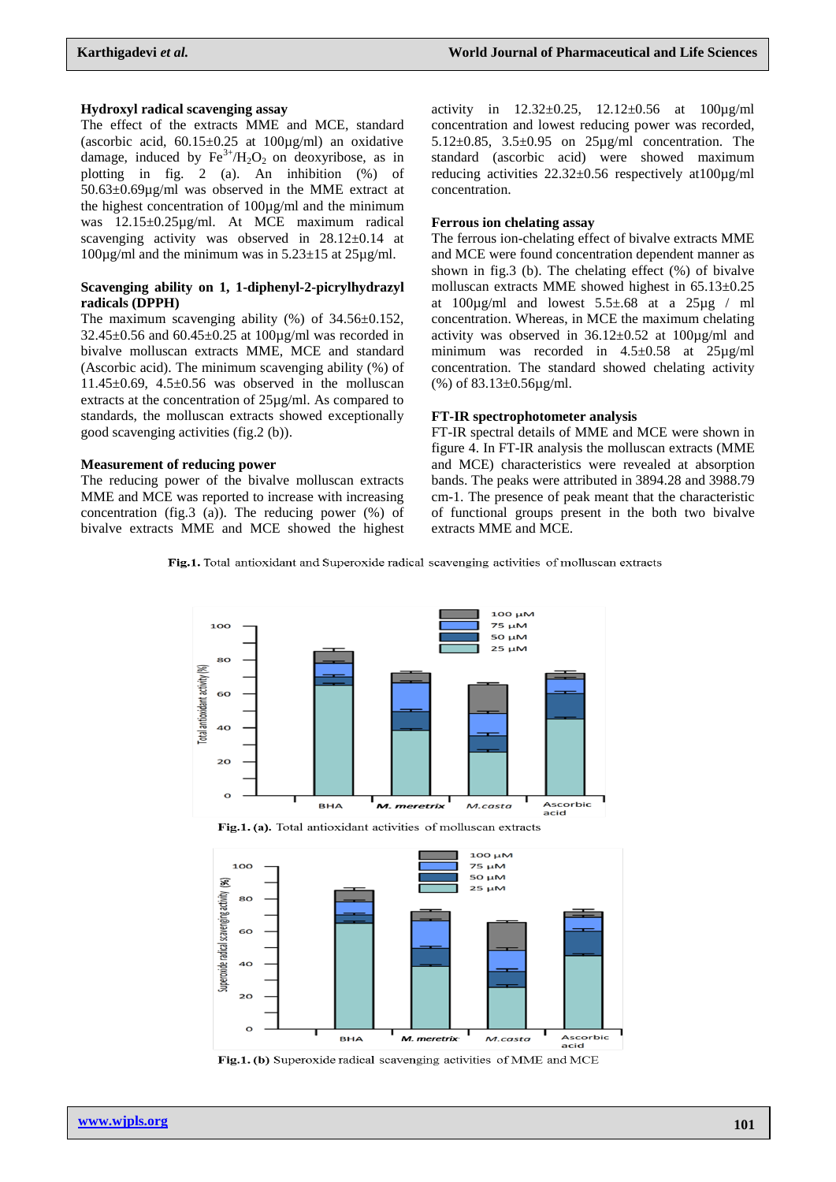**Hydroxyl radical scavenging assay**

The effect of the extracts MME and MCE, standard (ascorbic acid, 60.15±0.25 at 100µg/ml) an oxidative damage, induced by $Fe^{3+}/H_2O_2$ on deoxyribose, as in plotting in fig. 2 (a). An inhibition (%) of 50.63±0.69µg/ml was observed in the MME extract at the highest concentration of 100µg/ml and the minimum was 12.15±0.25µg/ml. At MCE maximum radical scavenging activity was observed in 28.12±0.14 at 100µg/ml and the minimum was in 5.23±15 at 25µg/ml.

**Scavenging ability on 1, 1-diphenyl-2-picrylhydrazyl radicals (DPPH)**

The maximum scavenging ability (%) of 34.56±0.152, 32.45±0.56 and 60.45±0.25 at 100µg/ml was recorded in bivalve molluscan extracts MME, MCE and standard (Ascorbic acid). The minimum scavenging ability (%) of 11.45±0.69, 4.5±0.56 was observed in the molluscan extracts at the concentration of 25µg/ml. As compared to standards, the molluscan extracts showed exceptionally good scavenging activities (fig.2 (b)).

**Measurement of reducing power**

The reducing power of the bivalve molluscan extracts MME and MCE was reported to increase with increasing concentration (fig.3 (a)). The reducing power (%) of bivalve extracts MME and MCE showed the highest activity in 12.32±0.25, 12.12±0.56 at 100µg/ml concentration and lowest reducing power was recorded, 5.12±0.85, 3.5±0.95 on 25µg/ml concentration. The standard (ascorbic acid) were showed maximum reducing activities 22.32±0.56 respectively at100µg/ml concentration.

**Ferrous ion chelating assay**

The ferrous ion-chelating effect of bivalve extracts MME and MCE were found concentration dependent manner as shown in fig.3 (b). The chelating effect (%) of bivalve molluscan extracts MME showed highest in 65.13±0.25 at 100µg/ml and lowest 5.5±.68 at a 25µg / ml concentration. Whereas, in MCE the maximum chelating activity was observed in 36.12±0.52 at 100µg/ml and minimum was recorded in 4.5±0.58 at 25µg/ml concentration. The standard showed chelating activity (%) of 83.13±0.56µg/ml.

**FT-IR spectrophotometer analysis**

FT-IR spectral details of MME and MCE were shown in figure 4. In FT-IR analysis the molluscan extracts (MME and MCE) characteristics were revealed at absorption bands. The peaks were attributed in 3894.28 and 3988.79 cm-1. The presence of peak meant that the characteristic of functional groups present in the both two bivalve extracts MME and MCE.

**Fig.1.** Total antioxidant and Superoxide radical scavenging activities of molluscan extracts

**Fig.1. (a).** Total antioxidant activities of molluscan extracts

**Fig.1. (b)** Superoxide radical scavenging activities of MME and MCE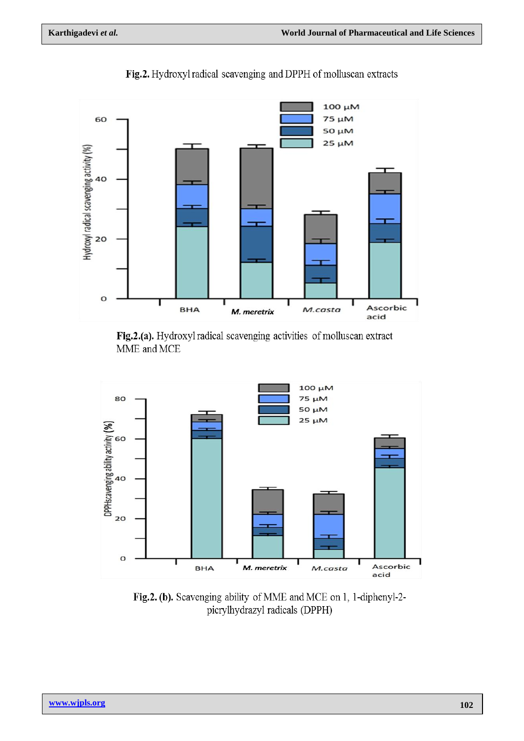**Fig.2.** Hydroxyl radical scavenging and DPPH of molluscan extracts

**Fig.2.(a).** Hydroxyl radical scavenging activities of molluscan extract MME and MCE

**Fig.2. (b).** Scavenging ability of MME and MCE on 1, 1-diphenyl-2-picrylhydrazyl radicals (DPPH)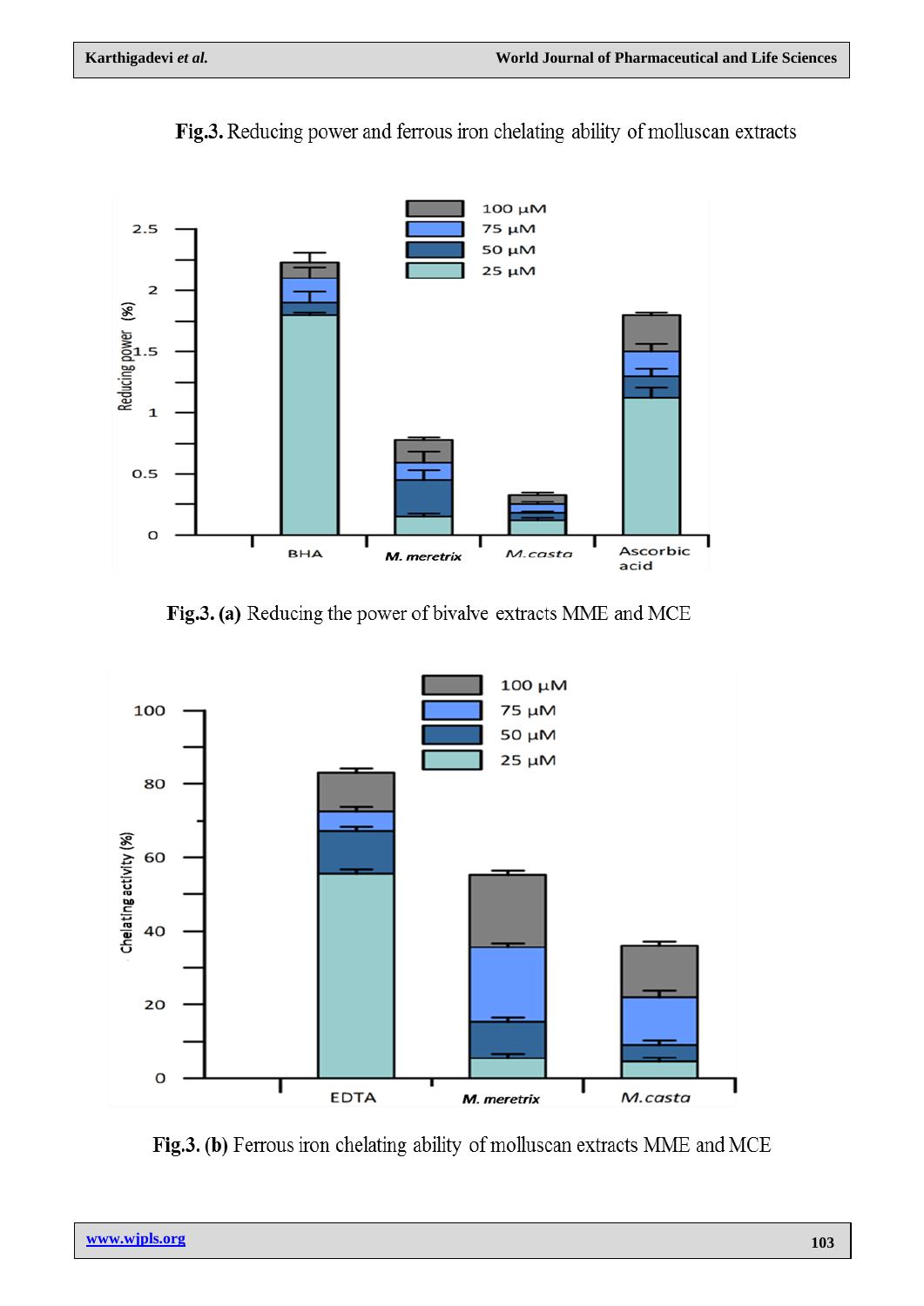**Fig.3.** Reducing power and ferrous iron chelating ability of molluscan extracts

**Fig.3. (a)** Reducing the power of bivalve extracts MME and MCE

**Fig.3. (b)** Ferrous iron chelating ability of molluscan extracts MME and MCE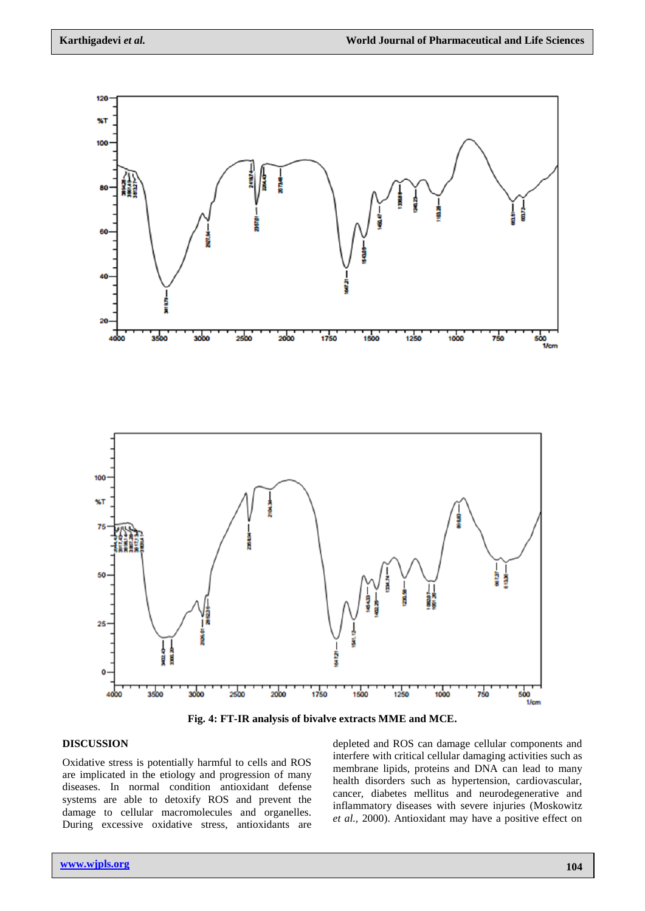Fig. 4: FT-IR analysis of bivalve extracts MME and MCE.

## DISCUSSION

Oxidative stress is potentially harmful to cells and ROS are implicated in the etiology and progression of many diseases. In normal condition antioxidant defense systems are able to detoxify ROS and prevent the damage to cellular macromolecules and organelles. During excessive oxidative stress, antioxidants are depleted and ROS can damage cellular components and interfere with critical cellular damaging activities such as membrane lipids, proteins and DNA can lead to many health disorders such as hypertension, cardiovascular, cancer, diabetes mellitus and neurodegenerative and inflammatory diseases with severe injuries (Moskowitz *et al.,* 2000). Antioxidant may have a positive effect on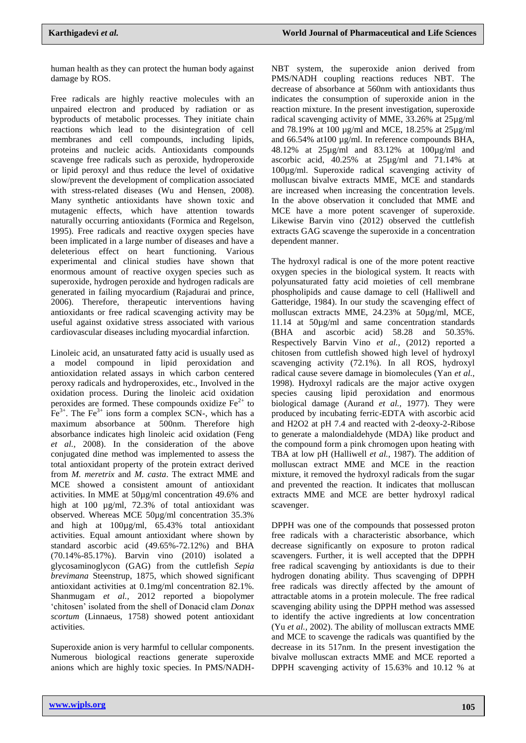human health as they can protect the human body against damage by ROS.

Free radicals are highly reactive molecules with an unpaired electron and produced by radiation or as byproducts of metabolic processes. They initiate chain reactions which lead to the disintegration of cell membranes and cell compounds, including lipids, proteins and nucleic acids. Antioxidants compounds scavenge free radicals such as peroxide, hydroperoxide or lipid peroxyl and thus reduce the level of oxidative slow/prevent the development of complication associated with stress-related diseases (Wu and Hensen, 2008). Many synthetic antioxidants have shown toxic and mutagenic effects, which have attention towards naturally occurring antioxidants (Formica and Regelson, 1995). Free radicals and reactive oxygen species have been implicated in a large number of diseases and have a deleterious effect on heart functioning. Various experimental and clinical studies have shown that enormous amount of reactive oxygen species such as superoxide, hydrogen peroxide and hydrogen radicals are generated in failing myocardium (Rajadurai and prince, 2006). Therefore, therapeutic interventions having antioxidants or free radical scavenging activity may be useful against oxidative stress associated with various cardiovascular diseases including myocardial infarction.

Linoleic acid, an unsaturated fatty acid is usually used as a model compound in lipid peroxidation and antioxidation related assays in which carbon centered peroxy radicals and hydroperoxides, etc., Involved in the oxidation process. During the linoleic acid oxidation peroxides are formed. These compounds oxidize $Fe^{2+}$ to $Fe^{3+}$. The $Fe^{3+}$ ions form a complex SCN-, which has a maximum absorbance at 500nm. Therefore high absorbance indicates high linoleic acid oxidation (Feng *et al.,* 2008). In the consideration of the above conjugated dine method was implemented to assess the total antioxidant property of the protein extract derived from *M. meretrix* and *M. casta*. The extract MME and MCE showed a consistent amount of antioxidant activities. In MME at 50µg/ml concentration 49.6% and high at 100 µg/ml, 72.3% of total antioxidant was observed. Whereas MCE 50µg/ml concentration 35.3% and high at 100µg/ml, 65.43% total antioxidant activities. Equal amount antioxidant where shown by standard ascorbic acid (49.65%-72.12%) and BHA (70.14%-85.17%). Barvin vino (2010) isolated a glycosaminoglycon (GAG) from the cuttlefish *Sepia brevimana* Steenstrup, 1875, which showed significant antioxidant activities at 0.1mg/ml concentration 82.1%. Shanmugam *et al.,* 2012 reported a biopolymer 'chitosen' isolated from the shell of Donacid clam *Donax scortum* (Linnaeus, 1758) showed potent antioxidant activities.

Superoxide anion is very harmful to cellular components. Numerous biological reactions generate superoxide anions which are highly toxic species. In PMS/NADH-NBT system, the superoxide anion derived from PMS/NADH coupling reactions reduces NBT. The decrease of absorbance at 560nm with antioxidants thus indicates the consumption of superoxide anion in the reaction mixture. In the present investigation, superoxide radical scavenging activity of MME, 33.26% at 25µg/ml and 78.19% at 100 µg/ml and MCE, 18.25% at 25µg/ml and 66.54% at100 µg/ml. In reference compounds BHA, 48.12% at 25µg/ml and 83.12% at 100µg/ml and ascorbic acid, 40.25% at 25µg/ml and 71.14% at 100µg/ml. Superoxide radical scavenging activity of molluscan bivalve extracts MME, MCE and standards are increased when increasing the concentration levels. In the above observation it concluded that MME and MCE have a more potent scavenger of superoxide. Likewise Barvin vino (2012) observed the cuttlefish extracts GAG scavenge the superoxide in a concentration dependent manner.

The hydroxyl radical is one of the more potent reactive oxygen species in the biological system. It reacts with polyunsaturated fatty acid moieties of cell membrane phospholipids and cause damage to cell (Halliwell and Gatteridge, 1984). In our study the scavenging effect of molluscan extracts MME, 24.23% at 50µg/ml, MCE, 11.14 at 50µg/ml and same concentration standards (BHA and ascorbic acid) 58.28 and 50.35%. Respectively Barvin Vino *et al.,* (2012) reported a chitosen from cuttlefish showed high level of hydroxyl scavenging activity (72.1%). In all ROS, hydroxyl radical cause severe damage in biomolecules (Yan *et al.,* 1998). Hydroxyl radicals are the major active oxygen species causing lipid peroxidation and enormous biological damage (Aurand *et al.,* 1977). They were produced by incubating ferric-EDTA with ascorbic acid and H2O2 at pH 7.4 and reacted with 2-deoxy-2-Ribose to generate a malondialdehyde (MDA) like product and the compound form a pink chromogen upon heating with TBA at low pH (Halliwell *et al.,* 1987). The addition of molluscan extract MME and MCE in the reaction mixture, it removed the hydroxyl radicals from the sugar and prevented the reaction. It indicates that molluscan extracts MME and MCE are better hydroxyl radical scavenger.

DPPH was one of the compounds that possessed proton free radicals with a characteristic absorbance, which decrease significantly on exposure to proton radical scavengers. Further, it is well accepted that the DPPH free radical scavenging by antioxidants is due to their hydrogen donating ability. Thus scavenging of DPPH free radicals was directly affected by the amount of attractable atoms in a protein molecule. The free radical scavenging ability using the DPPH method was assessed to identify the active ingredients at low concentration (Yu *et al.,* 2002). The ability of molluscan extracts MME and MCE to scavenge the radicals was quantified by the decrease in its 517nm. In the present investigation the bivalve molluscan extracts MME and MCE reported a DPPH scavenging activity of 15.63% and 10.12 % at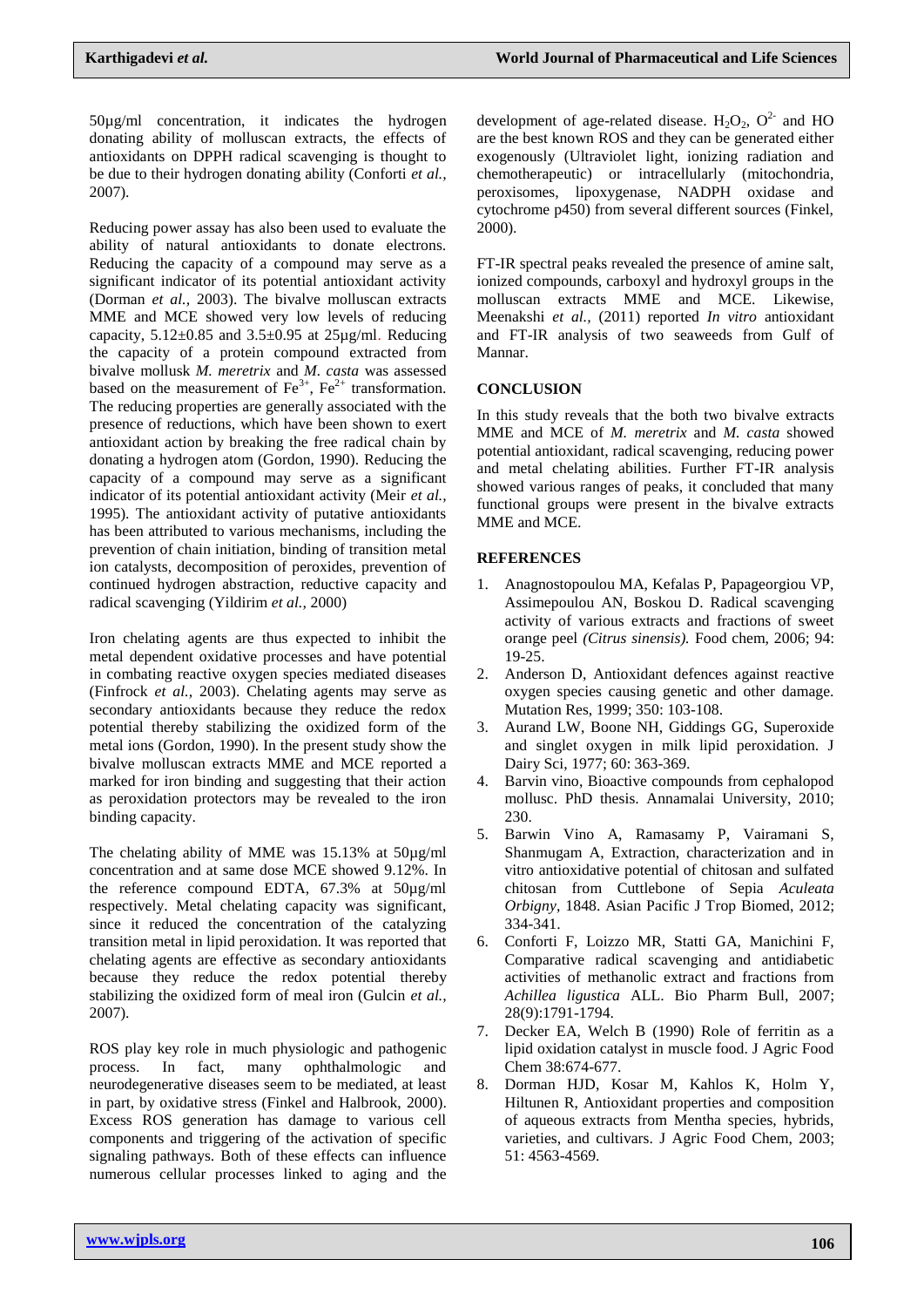50µg/ml concentration, it indicates the hydrogen donating ability of molluscan extracts, the effects of antioxidants on DPPH radical scavenging is thought to be due to their hydrogen donating ability (Conforti *et al.,* 2007).

Reducing power assay has also been used to evaluate the ability of natural antioxidants to donate electrons. Reducing the capacity of a compound may serve as a significant indicator of its potential antioxidant activity (Dorman *et al.,* 2003). The bivalve molluscan extracts MME and MCE showed very low levels of reducing capacity, 5.12±0.85 and 3.5±0.95 at 25µg/ml. Reducing the capacity of a protein compound extracted from bivalve mollusk *M. meretrix* and *M. casta* was assessed based on the measurement of $Fe^{3+}$, $Fe^{2+}$ transformation. The reducing properties are generally associated with the presence of reductions, which have been shown to exert antioxidant action by breaking the free radical chain by donating a hydrogen atom (Gordon, 1990). Reducing the capacity of a compound may serve as a significant indicator of its potential antioxidant activity (Meir *et al.,* 1995). The antioxidant activity of putative antioxidants has been attributed to various mechanisms, including the prevention of chain initiation, binding of transition metal ion catalysts, decomposition of peroxides, prevention of continued hydrogen abstraction, reductive capacity and radical scavenging (Yildirim *et al.,* 2000)

Iron chelating agents are thus expected to inhibit the metal dependent oxidative processes and have potential in combating reactive oxygen species mediated diseases (Finfrock *et al.,* 2003). Chelating agents may serve as secondary antioxidants because they reduce the redox potential thereby stabilizing the oxidized form of the metal ions (Gordon, 1990). In the present study show the bivalve molluscan extracts MME and MCE reported a marked for iron binding and suggesting that their action as peroxidation protectors may be revealed to the iron binding capacity.

The chelating ability of MME was 15.13% at 50µg/ml concentration and at same dose MCE showed 9.12%. In the reference compound EDTA, 67.3% at 50µg/ml respectively. Metal chelating capacity was significant, since it reduced the concentration of the catalyzing transition metal in lipid peroxidation. It was reported that chelating agents are effective as secondary antioxidants because they reduce the redox potential thereby stabilizing the oxidized form of meal iron (Gulcin *et al.,* 2007).

ROS play key role in much physiologic and pathogenic process. In fact, many ophthalmologic and neurodegenerative diseases seem to be mediated, at least in part, by oxidative stress (Finkel and Halbrook, 2000). Excess ROS generation has damage to various cell components and triggering of the activation of specific signaling pathways. Both of these effects can influence numerous cellular processes linked to aging and the development of age-related disease. $H_2O_2$, $O^{2-}$ and HO are the best known ROS and they can be generated either exogenously (Ultraviolet light, ionizing radiation and chemotherapeutic) or intracellularly (mitochondria, peroxisomes, lipoxygenase, NADPH oxidase and cytochrome p450) from several different sources (Finkel, 2000).

FT-IR spectral peaks revealed the presence of amine salt, ionized compounds, carboxyl and hydroxyl groups in the molluscan extracts MME and MCE. Likewise, Meenakshi *et al.,* (2011) reported *In vitro* antioxidant and FT-IR analysis of two seaweeds from Gulf of Mannar.

## CONCLUSION

In this study reveals that the both two bivalve extracts MME and MCE of *M. meretrix* and *M. casta* showed potential antioxidant, radical scavenging, reducing power and metal chelating abilities. Further FT-IR analysis showed various ranges of peaks, it concluded that many functional groups were present in the bivalve extracts MME and MCE.

## REFERENCES

1. Anagnostopoulou MA, Kefalas P, Papageorgiou VP, Assimepoulou AN, Boskou D. Radical scavenging activity of various extracts and fractions of sweet orange peel *(Citrus sinensis).* Food chem, 2006; 94: 19-25.
2. Anderson D, Antioxidant defences against reactive oxygen species causing genetic and other damage. Mutation Res, 1999; 350: 103-108.
3. Aurand LW, Boone NH, Giddings GG, Superoxide and singlet oxygen in milk lipid peroxidation. J Dairy Sci, 1977; 60: 363-369.
4. Barvin vino, Bioactive compounds from cephalopod mollusc. PhD thesis. Annamalai University, 2010; 230.
5. Barwin Vino A, Ramasamy P, Vairamani S, Shanmugam A, Extraction, characterization and in vitro antioxidative potential of chitosan and sulfated chitosan from Cuttlebone of Sepia *Aculeata Orbigny*, 1848. Asian Pacific J Trop Biomed, 2012; 334-341.
6. Conforti F, Loizzo MR, Statti GA, Manichini F, Comparative radical scavenging and antidiabetic activities of methanolic extract and fractions from *Achillea ligustica* ALL. Bio Pharm Bull, 2007; 28(9):1791-1794.
7. Decker EA, Welch B (1990) Role of ferritin as a lipid oxidation catalyst in muscle food. J Agric Food Chem 38:674-677.
8. Dorman HJD, Kosar M, Kahlos K, Holm Y, Hiltunen R, Antioxidant properties and composition of aqueous extracts from Mentha species, hybrids, varieties, and cultivars. J Agric Food Chem, 2003; 51: 4563-4569.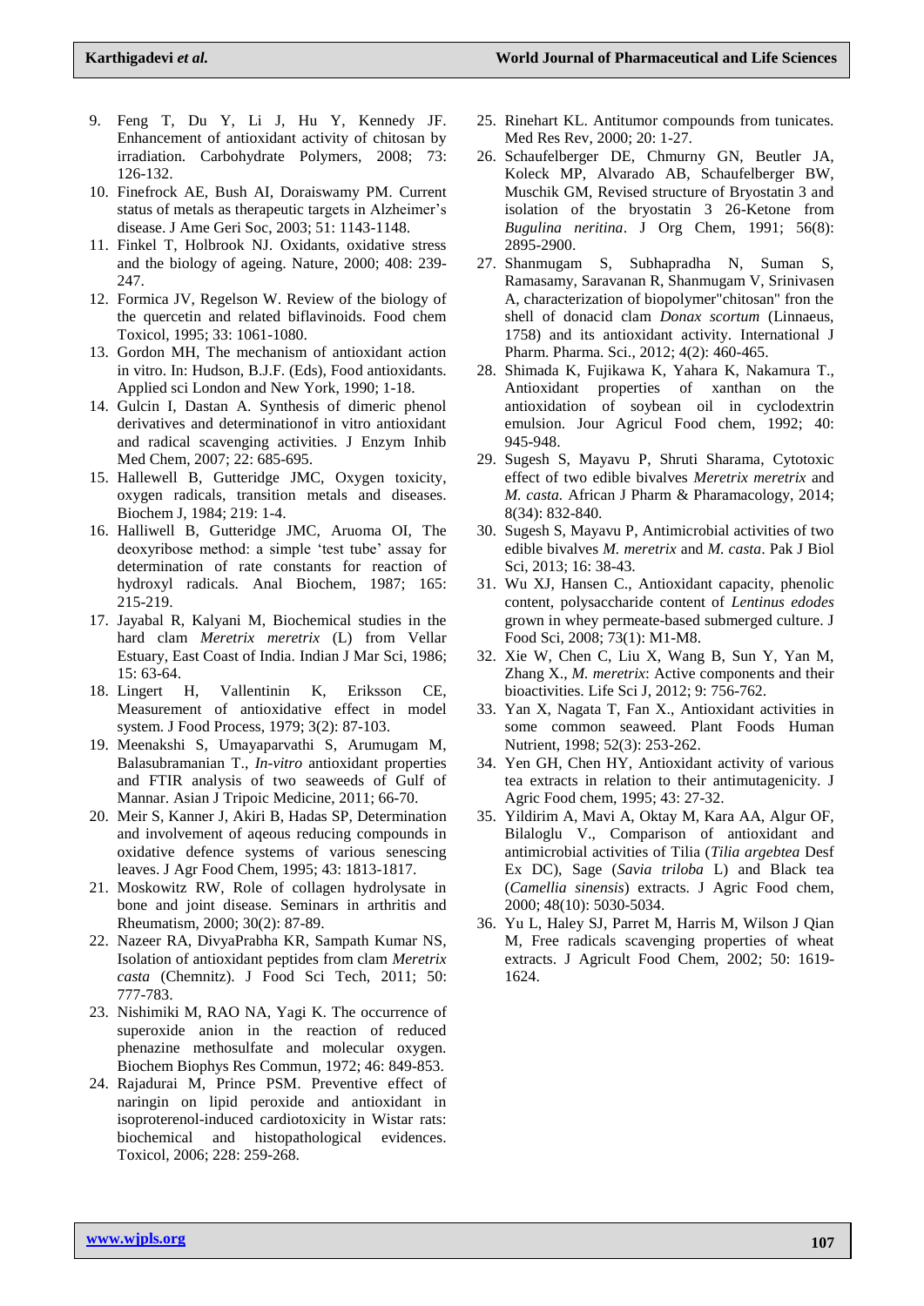9. Feng T, Du Y, Li J, Hu Y, Kennedy JF. Enhancement of antioxidant activity of chitosan by irradiation. Carbohydrate Polymers, 2008; 73: 126-132.
10. Finefrock AE, Bush AI, Doraiswamy PM. Current status of metals as therapeutic targets in Alzheimer's disease. J Ame Geri Soc, 2003; 51: 1143-1148.
11. Finkel T, Holbrook NJ. Oxidants, oxidative stress and the biology of ageing. Nature, 2000; 408: 239-247.
12. Formica JV, Regelson W. Review of the biology of the quercetin and related biflavinoids. Food chem Toxicol, 1995; 33: 1061-1080.
13. Gordon MH, The mechanism of antioxidant action in vitro. In: Hudson, B.J.F. (Eds), Food antioxidants. Applied sci London and New York, 1990; 1-18.
14. Gulcin I, Dastan A. Synthesis of dimeric phenol derivatives and determinationof in vitro antioxidant and radical scavenging activities. J Enzym Inhib Med Chem, 2007; 22: 685-695.
15. Hallewell B, Gutteridge JMC, Oxygen toxicity, oxygen radicals, transition metals and diseases. Biochem J, 1984; 219: 1-4.
16. Halliwell B, Gutteridge JMC, Aruoma OI, The deoxyribose method: a simple 'test tube' assay for determination of rate constants for reaction of hydroxyl radicals. Anal Biochem, 1987; 165: 215-219.
17. Jayabal R, Kalyani M, Biochemical studies in the hard clam *Meretrix meretrix* (L) from Vellar Estuary, East Coast of India. Indian J Mar Sci, 1986; 15: 63-64.
18. Lingert H, Vallentinin K, Eriksson CE, Measurement of antioxidative effect in model system. J Food Process, 1979; 3(2): 87-103.
19. Meenakshi S, Umayaparvathi S, Arumugam M, Balasubramanian T., *In-vitro* antioxidant properties and FTIR analysis of two seaweeds of Gulf of Mannar. Asian J Tripoic Medicine, 2011; 66-70.
20. Meir S, Kanner J, Akiri B, Hadas SP, Determination and involvement of aqeous reducing compounds in oxidative defence systems of various senescing leaves. J Agr Food Chem, 1995; 43: 1813-1817.
21. Moskowitz RW, Role of collagen hydrolysate in bone and joint disease. Seminars in arthritis and Rheumatism, 2000; 30(2): 87-89.
22. Nazeer RA, DivyaPrabha KR, Sampath Kumar NS, Isolation of antioxidant peptides from clam *Meretrix casta* (Chemnitz). J Food Sci Tech, 2011; 50: 777-783.
23. Nishimiki M, RAO NA, Yagi K. The occurrence of superoxide anion in the reaction of reduced phenazine methosulfate and molecular oxygen. Biochem Biophys Res Commun, 1972; 46: 849-853.
24. Rajadurai M, Prince PSM. Preventive effect of naringin on lipid peroxide and antioxidant in isoproterenol-induced cardiotoxicity in Wistar rats: biochemical and histopathological evidences. Toxicol, 2006; 228: 259-268.
25. Rinehart KL. Antitumor compounds from tunicates. Med Res Rev, 2000; 20: 1-27.
26. Schaufelberger DE, Chmurny GN, Beutler JA, Koleck MP, Alvarado AB, Schaufelberger BW, Muschik GM, Revised structure of Bryostatin 3 and isolation of the bryostatin 3 26-Ketone from *Bugulina neritina*. J Org Chem, 1991; 56(8): 2895-2900.
27. Shanmugam S, Subhapradha N, Suman S, Ramasamy, Saravanan R, Shanmugam V, Srinivasen A, characterization of biopolymer"chitosan" fron the shell of donacid clam *Donax scortum* (Linnaeus, 1758) and its antioxidant activity. International J Pharm. Pharma. Sci., 2012; 4(2): 460-465.
28. Shimada K, Fujikawa K, Yahara K, Nakamura T., Antioxidant properties of xanthan on the antioxidation of soybean oil in cyclodextrin emulsion. Jour Agricul Food chem, 1992; 40: 945-948.
29. Sugesh S, Mayavu P, Shruti Sharama, Cytotoxic effect of two edible bivalves *Meretrix meretrix* and *M. casta*. African J Pharm & Pharamacology, 2014; 8(34): 832-840.
30. Sugesh S, Mayavu P, Antimicrobial activities of two edible bivalves *M. meretrix* and *M. casta*. Pak J Biol Sci, 2013; 16: 38-43.
31. Wu XJ, Hansen C., Antioxidant capacity, phenolic content, polysaccharide content of *Lentinus edodes* grown in whey permeate-based submerged culture. J Food Sci, 2008; 73(1): M1-M8.
32. Xie W, Chen C, Liu X, Wang B, Sun Y, Yan M, Zhang X., *M. meretrix*: Active components and their bioactivities. Life Sci J, 2012; 9: 756-762.
33. Yan X, Nagata T, Fan X., Antioxidant activities in some common seaweed. Plant Foods Human Nutrient, 1998; 52(3): 253-262.
34. Yen GH, Chen HY, Antioxidant activity of various tea extracts in relation to their antimutagenicity. J Agric Food chem, 1995; 43: 27-32.
35. Yildirim A, Mavi A, Oktay M, Kara AA, Algur OF, Bilaloglu V., Comparison of antioxidant and antimicrobial activities of Tilia (*Tilia argebtea* Desf Ex DC), Sage (*Savia triloba* L) and Black tea (*Camellia sinensis*) extracts. J Agric Food chem, 2000; 48(10): 5030-5034.
36. Yu L, Haley SJ, Parret M, Harris M, Wilson J Qian M, Free radicals scavenging properties of wheat extracts. J Agricult Food Chem, 2002; 50: 1619-1624.